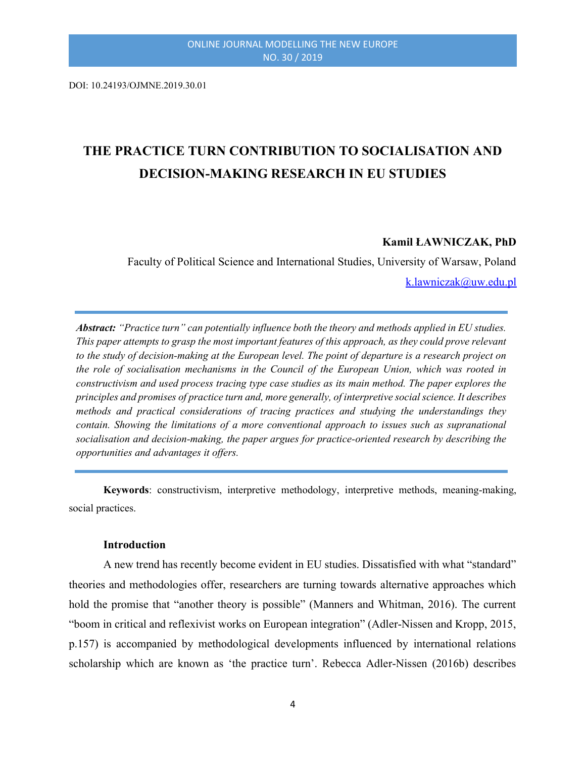DOI: 10.24193/OJMNE.2019.30.01

# THE PRACTICE TURN CONTRIBUTION TO SOCIALISATION AND DECISION-MAKING RESEARCH IN EU STUDIES

**Kamil ŁAWNICZAK, PhD**

Faculty of Political Science and International Studies, University of Warsaw, Poland

k.lawniczak@uw.edu.pl

***Abstract:*** *"Practice turn" can potentially influence both the theory and methods applied in EU studies. This paper attempts to grasp the most important features of this approach, as they could prove relevant to the study of decision-making at the European level. The point of departure is a research project on the role of socialisation mechanisms in the Council of the European Union, which was rooted in constructivism and used process tracing type case studies as its main method. The paper explores the principles and promises of practice turn and, more generally, of interpretive social science. It describes methods and practical considerations of tracing practices and studying the understandings they contain. Showing the limitations of a more conventional approach to issues such as supranational socialisation and decision-making, the paper argues for practice-oriented research by describing the opportunities and advantages it offers.*

**Keywords**: constructivism, interpretive methodology, interpretive methods, meaning-making, social practices.

## Introduction

A new trend has recently become evident in EU studies. Dissatisfied with what "standard" theories and methodologies offer, researchers are turning towards alternative approaches which hold the promise that "another theory is possible" (Manners and Whitman, 2016). The current "boom in critical and reflexivist works on European integration" (Adler-Nissen and Kropp, 2015, p.157) is accompanied by methodological developments influenced by international relations scholarship which are known as 'the practice turn'. Rebecca Adler-Nissen (2016b) describes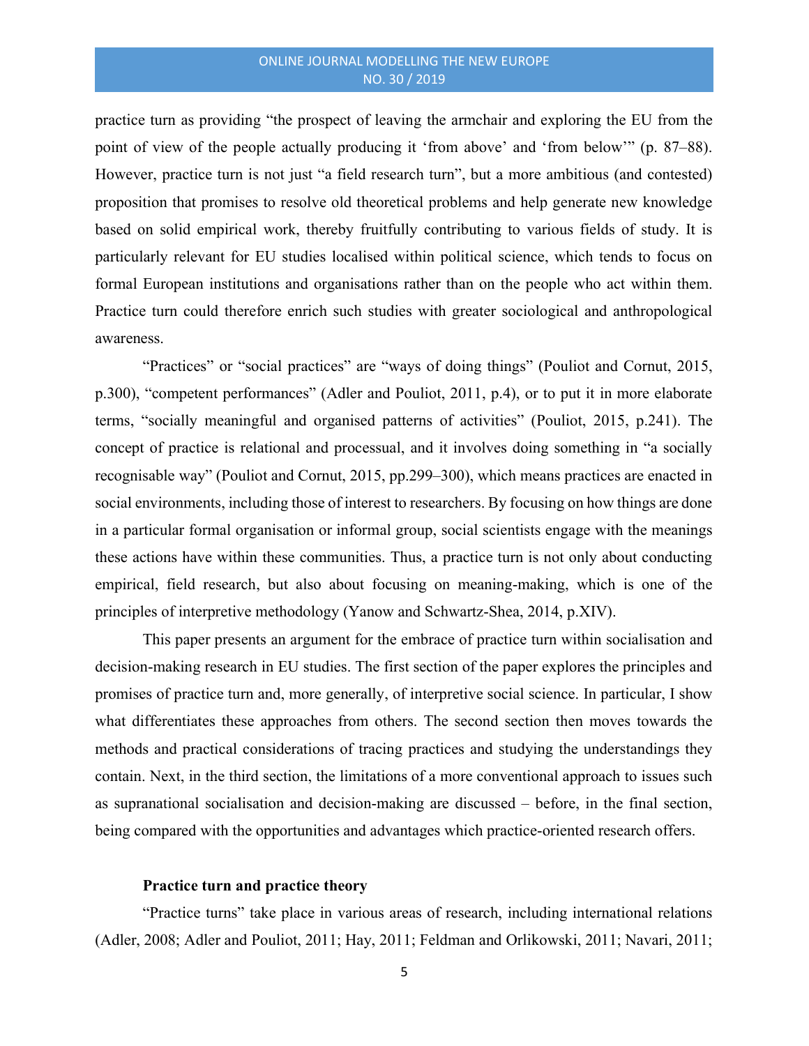practice turn as providing "the prospect of leaving the armchair and exploring the EU from the point of view of the people actually producing it 'from above' and 'from below'" (p. 87–88). However, practice turn is not just "a field research turn", but a more ambitious (and contested) proposition that promises to resolve old theoretical problems and help generate new knowledge based on solid empirical work, thereby fruitfully contributing to various fields of study. It is particularly relevant for EU studies localised within political science, which tends to focus on formal European institutions and organisations rather than on the people who act within them. Practice turn could therefore enrich such studies with greater sociological and anthropological awareness.

"Practices" or "social practices" are "ways of doing things" (Pouliot and Cornut, 2015, p.300), "competent performances" (Adler and Pouliot, 2011, p.4), or to put it in more elaborate terms, "socially meaningful and organised patterns of activities" (Pouliot, 2015, p.241). The concept of practice is relational and processual, and it involves doing something in "a socially recognisable way" (Pouliot and Cornut, 2015, pp.299–300), which means practices are enacted in social environments, including those of interest to researchers. By focusing on how things are done in a particular formal organisation or informal group, social scientists engage with the meanings these actions have within these communities. Thus, a practice turn is not only about conducting empirical, field research, but also about focusing on meaning-making, which is one of the principles of interpretive methodology (Yanow and Schwartz-Shea, 2014, p.XIV).

This paper presents an argument for the embrace of practice turn within socialisation and decision-making research in EU studies. The first section of the paper explores the principles and promises of practice turn and, more generally, of interpretive social science. In particular, I show what differentiates these approaches from others. The second section then moves towards the methods and practical considerations of tracing practices and studying the understandings they contain. Next, in the third section, the limitations of a more conventional approach to issues such as supranational socialisation and decision-making are discussed – before, in the final section, being compared with the opportunities and advantages which practice-oriented research offers.

## Practice turn and practice theory

"Practice turns" take place in various areas of research, including international relations (Adler, 2008; Adler and Pouliot, 2011; Hay, 2011; Feldman and Orlikowski, 2011; Navari, 2011;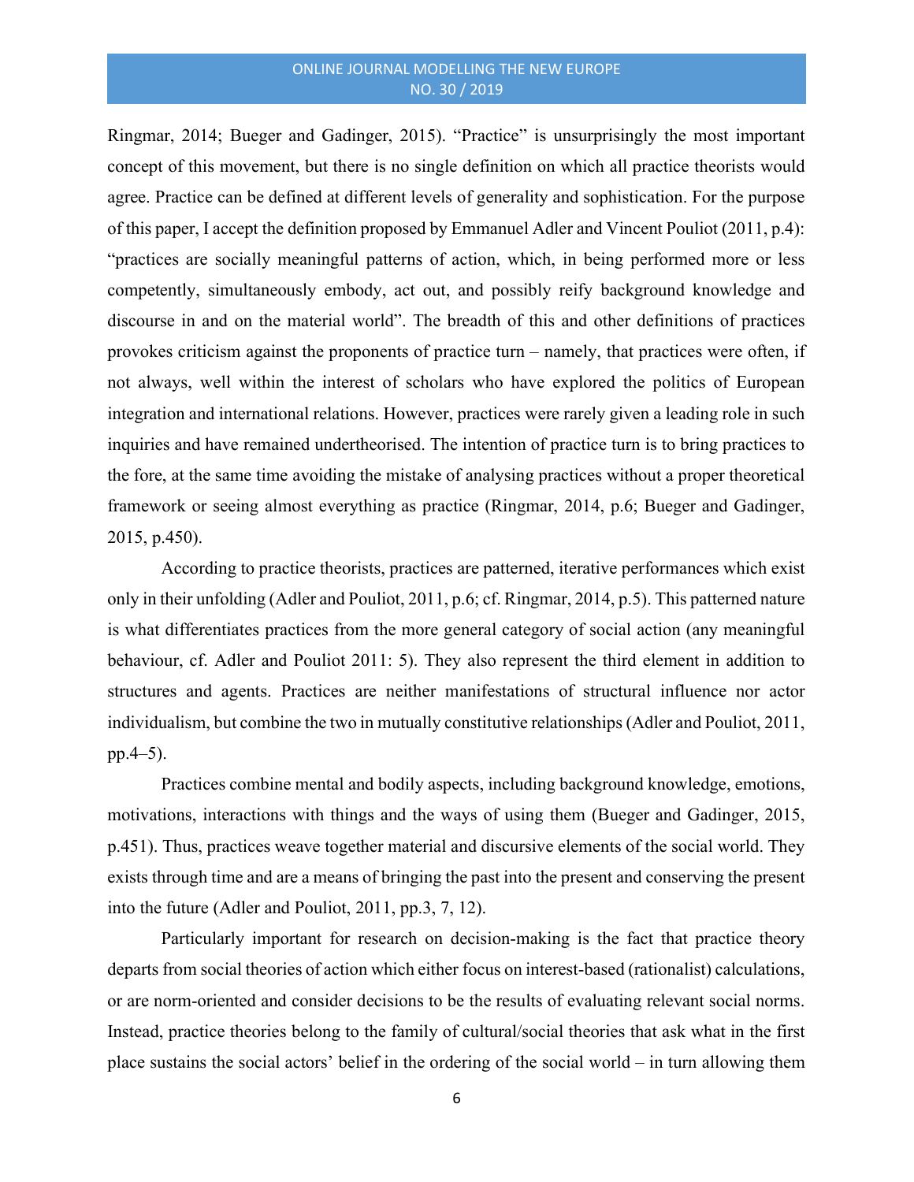Ringmar, 2014; Bueger and Gadinger, 2015). "Practice" is unsurprisingly the most important concept of this movement, but there is no single definition on which all practice theorists would agree. Practice can be defined at different levels of generality and sophistication. For the purpose of this paper, I accept the definition proposed by Emmanuel Adler and Vincent Pouliot (2011, p.4): "practices are socially meaningful patterns of action, which, in being performed more or less competently, simultaneously embody, act out, and possibly reify background knowledge and discourse in and on the material world". The breadth of this and other definitions of practices provokes criticism against the proponents of practice turn – namely, that practices were often, if not always, well within the interest of scholars who have explored the politics of European integration and international relations. However, practices were rarely given a leading role in such inquiries and have remained undertheorised. The intention of practice turn is to bring practices to the fore, at the same time avoiding the mistake of analysing practices without a proper theoretical framework or seeing almost everything as practice (Ringmar, 2014, p.6; Bueger and Gadinger, 2015, p.450).

According to practice theorists, practices are patterned, iterative performances which exist only in their unfolding (Adler and Pouliot, 2011, p.6; cf. Ringmar, 2014, p.5). This patterned nature is what differentiates practices from the more general category of social action (any meaningful behaviour, cf. Adler and Pouliot 2011: 5). They also represent the third element in addition to structures and agents. Practices are neither manifestations of structural influence nor actor individualism, but combine the two in mutually constitutive relationships (Adler and Pouliot, 2011, pp.4–5).

Practices combine mental and bodily aspects, including background knowledge, emotions, motivations, interactions with things and the ways of using them (Bueger and Gadinger, 2015, p.451). Thus, practices weave together material and discursive elements of the social world. They exists through time and are a means of bringing the past into the present and conserving the present into the future (Adler and Pouliot, 2011, pp.3, 7, 12).

Particularly important for research on decision-making is the fact that practice theory departs from social theories of action which either focus on interest-based (rationalist) calculations, or are norm-oriented and consider decisions to be the results of evaluating relevant social norms. Instead, practice theories belong to the family of cultural/social theories that ask what in the first place sustains the social actors' belief in the ordering of the social world – in turn allowing them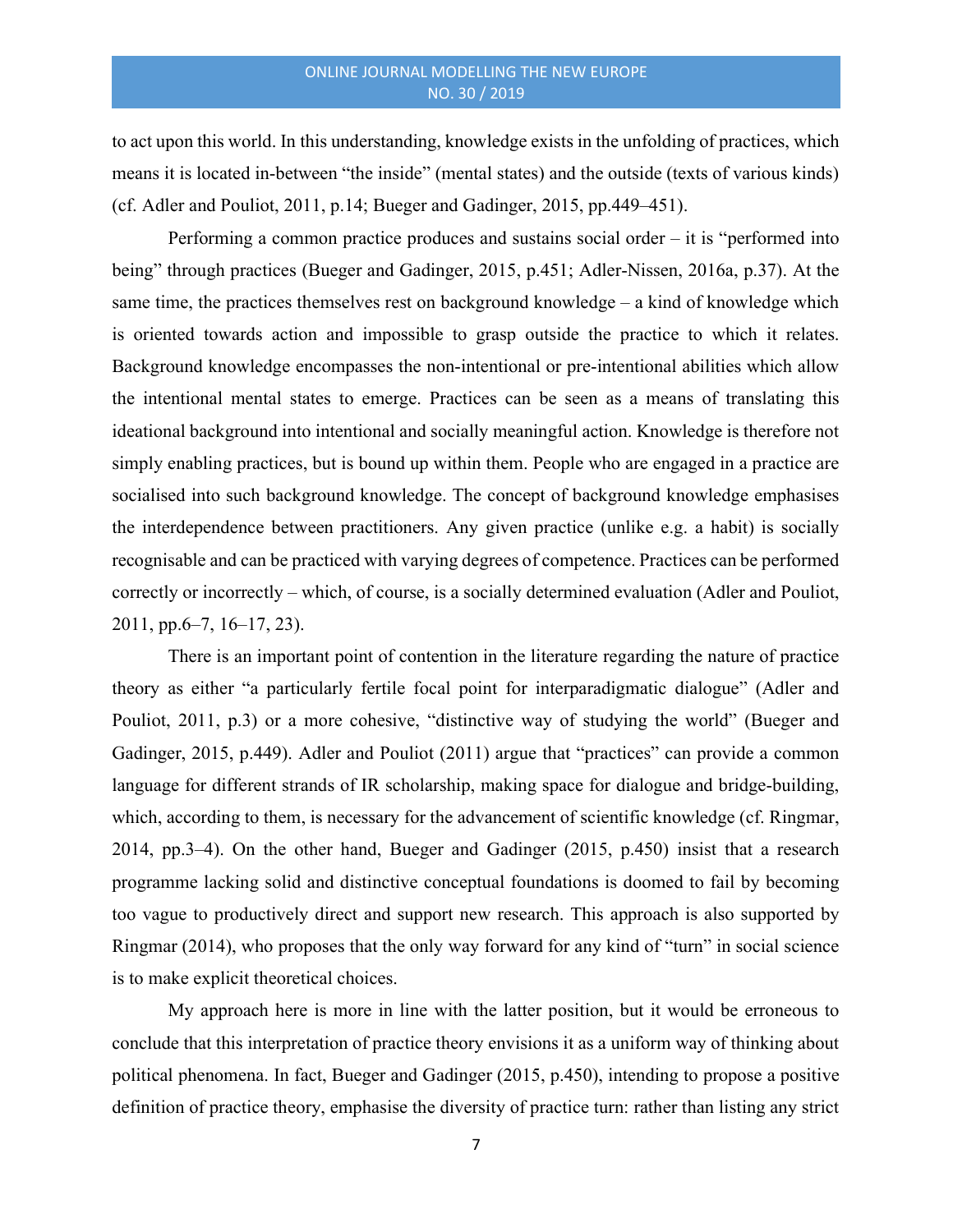to act upon this world. In this understanding, knowledge exists in the unfolding of practices, which means it is located in-between "the inside" (mental states) and the outside (texts of various kinds) (cf. Adler and Pouliot, 2011, p.14; Bueger and Gadinger, 2015, pp.449–451).

Performing a common practice produces and sustains social order – it is "performed into being" through practices (Bueger and Gadinger, 2015, p.451; Adler-Nissen, 2016a, p.37). At the same time, the practices themselves rest on background knowledge – a kind of knowledge which is oriented towards action and impossible to grasp outside the practice to which it relates. Background knowledge encompasses the non-intentional or pre-intentional abilities which allow the intentional mental states to emerge. Practices can be seen as a means of translating this ideational background into intentional and socially meaningful action. Knowledge is therefore not simply enabling practices, but is bound up within them. People who are engaged in a practice are socialised into such background knowledge. The concept of background knowledge emphasises the interdependence between practitioners. Any given practice (unlike e.g. a habit) is socially recognisable and can be practiced with varying degrees of competence. Practices can be performed correctly or incorrectly – which, of course, is a socially determined evaluation (Adler and Pouliot, 2011, pp.6–7, 16–17, 23).

There is an important point of contention in the literature regarding the nature of practice theory as either "a particularly fertile focal point for interparadigmatic dialogue" (Adler and Pouliot, 2011, p.3) or a more cohesive, "distinctive way of studying the world" (Bueger and Gadinger, 2015, p.449). Adler and Pouliot (2011) argue that "practices" can provide a common language for different strands of IR scholarship, making space for dialogue and bridge-building, which, according to them, is necessary for the advancement of scientific knowledge (cf. Ringmar, 2014, pp.3–4). On the other hand, Bueger and Gadinger (2015, p.450) insist that a research programme lacking solid and distinctive conceptual foundations is doomed to fail by becoming too vague to productively direct and support new research. This approach is also supported by Ringmar (2014), who proposes that the only way forward for any kind of "turn" in social science is to make explicit theoretical choices.

My approach here is more in line with the latter position, but it would be erroneous to conclude that this interpretation of practice theory envisions it as a uniform way of thinking about political phenomena. In fact, Bueger and Gadinger (2015, p.450), intending to propose a positive definition of practice theory, emphasise the diversity of practice turn: rather than listing any strict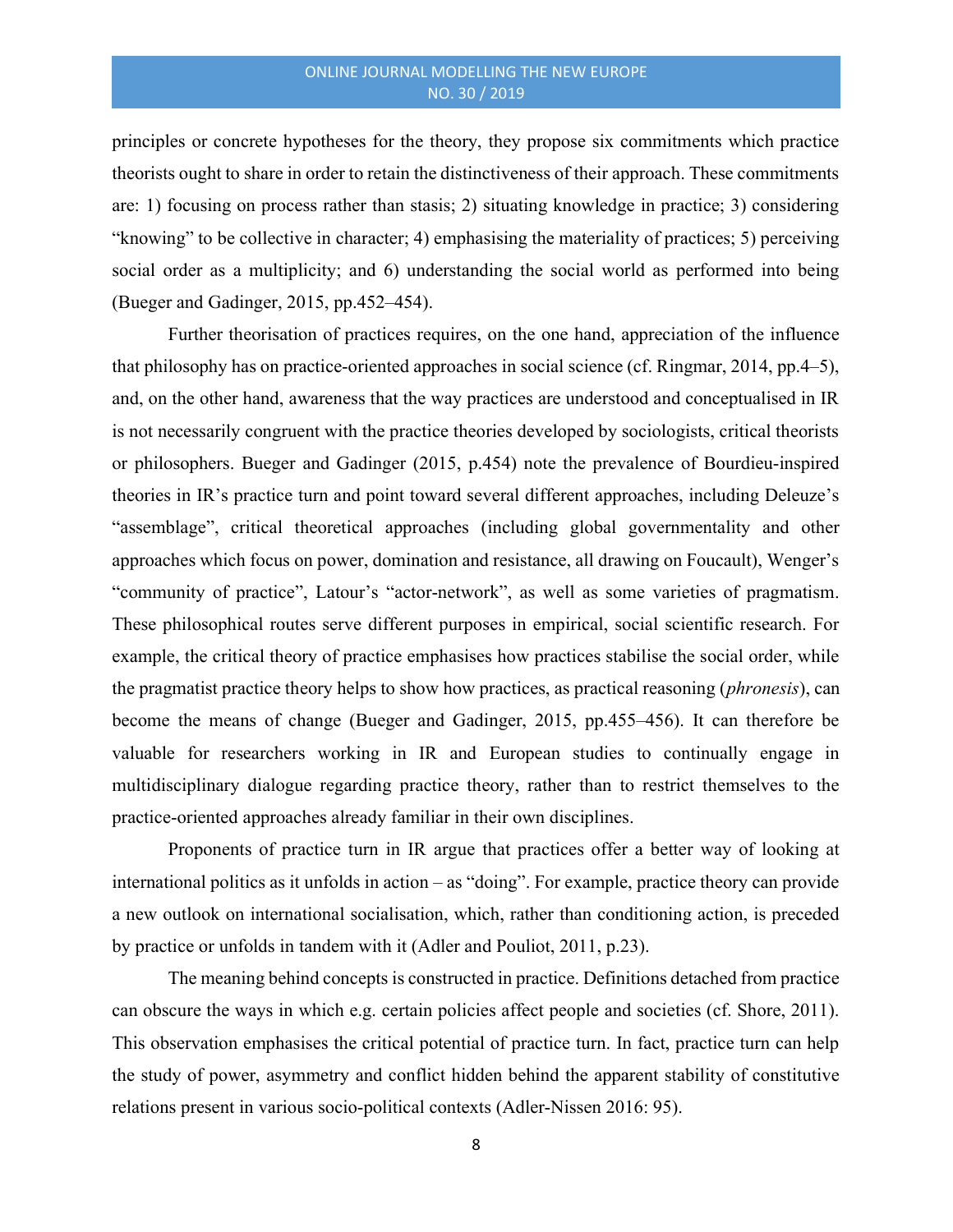principles or concrete hypotheses for the theory, they propose six commitments which practice theorists ought to share in order to retain the distinctiveness of their approach. These commitments are: 1) focusing on process rather than stasis; 2) situating knowledge in practice; 3) considering "knowing" to be collective in character; 4) emphasising the materiality of practices; 5) perceiving social order as a multiplicity; and 6) understanding the social world as performed into being (Bueger and Gadinger, 2015, pp.452–454).

Further theorisation of practices requires, on the one hand, appreciation of the influence that philosophy has on practice-oriented approaches in social science (cf. Ringmar, 2014, pp.4–5), and, on the other hand, awareness that the way practices are understood and conceptualised in IR is not necessarily congruent with the practice theories developed by sociologists, critical theorists or philosophers. Bueger and Gadinger (2015, p.454) note the prevalence of Bourdieu-inspired theories in IR's practice turn and point toward several different approaches, including Deleuze's "assemblage", critical theoretical approaches (including global governmentality and other approaches which focus on power, domination and resistance, all drawing on Foucault), Wenger's "community of practice", Latour's "actor-network", as well as some varieties of pragmatism. These philosophical routes serve different purposes in empirical, social scientific research. For example, the critical theory of practice emphasises how practices stabilise the social order, while the pragmatist practice theory helps to show how practices, as practical reasoning (*phronesis*), can become the means of change (Bueger and Gadinger, 2015, pp.455–456). It can therefore be valuable for researchers working in IR and European studies to continually engage in multidisciplinary dialogue regarding practice theory, rather than to restrict themselves to the practice-oriented approaches already familiar in their own disciplines.

Proponents of practice turn in IR argue that practices offer a better way of looking at international politics as it unfolds in action – as "doing". For example, practice theory can provide a new outlook on international socialisation, which, rather than conditioning action, is preceded by practice or unfolds in tandem with it (Adler and Pouliot, 2011, p.23).

The meaning behind concepts is constructed in practice. Definitions detached from practice can obscure the ways in which e.g. certain policies affect people and societies (cf. Shore, 2011). This observation emphasises the critical potential of practice turn. In fact, practice turn can help the study of power, asymmetry and conflict hidden behind the apparent stability of constitutive relations present in various socio-political contexts (Adler-Nissen 2016: 95).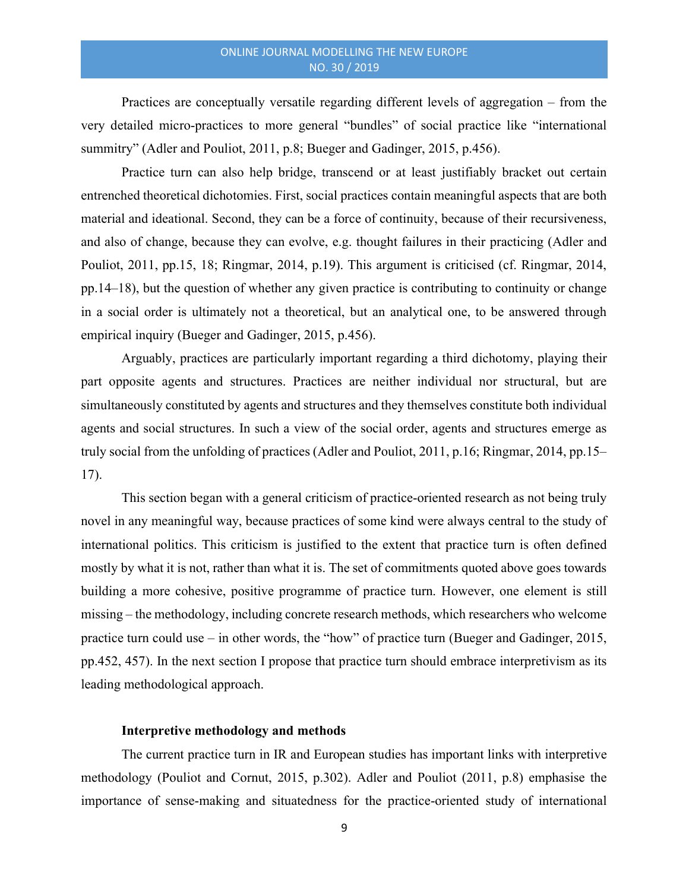Practices are conceptually versatile regarding different levels of aggregation – from the very detailed micro-practices to more general "bundles" of social practice like "international summitry" (Adler and Pouliot, 2011, p.8; Bueger and Gadinger, 2015, p.456).

Practice turn can also help bridge, transcend or at least justifiably bracket out certain entrenched theoretical dichotomies. First, social practices contain meaningful aspects that are both material and ideational. Second, they can be a force of continuity, because of their recursiveness, and also of change, because they can evolve, e.g. thought failures in their practicing (Adler and Pouliot, 2011, pp.15, 18; Ringmar, 2014, p.19). This argument is criticised (cf. Ringmar, 2014, pp.14–18), but the question of whether any given practice is contributing to continuity or change in a social order is ultimately not a theoretical, but an analytical one, to be answered through empirical inquiry (Bueger and Gadinger, 2015, p.456).

Arguably, practices are particularly important regarding a third dichotomy, playing their part opposite agents and structures. Practices are neither individual nor structural, but are simultaneously constituted by agents and structures and they themselves constitute both individual agents and social structures. In such a view of the social order, agents and structures emerge as truly social from the unfolding of practices (Adler and Pouliot, 2011, p.16; Ringmar, 2014, pp.15–17).

This section began with a general criticism of practice-oriented research as not being truly novel in any meaningful way, because practices of some kind were always central to the study of international politics. This criticism is justified to the extent that practice turn is often defined mostly by what it is not, rather than what it is. The set of commitments quoted above goes towards building a more cohesive, positive programme of practice turn. However, one element is still missing – the methodology, including concrete research methods, which researchers who welcome practice turn could use – in other words, the "how" of practice turn (Bueger and Gadinger, 2015, pp.452, 457). In the next section I propose that practice turn should embrace interpretivism as its leading methodological approach.

## Interpretive methodology and methods

The current practice turn in IR and European studies has important links with interpretive methodology (Pouliot and Cornut, 2015, p.302). Adler and Pouliot (2011, p.8) emphasise the importance of sense-making and situatedness for the practice-oriented study of international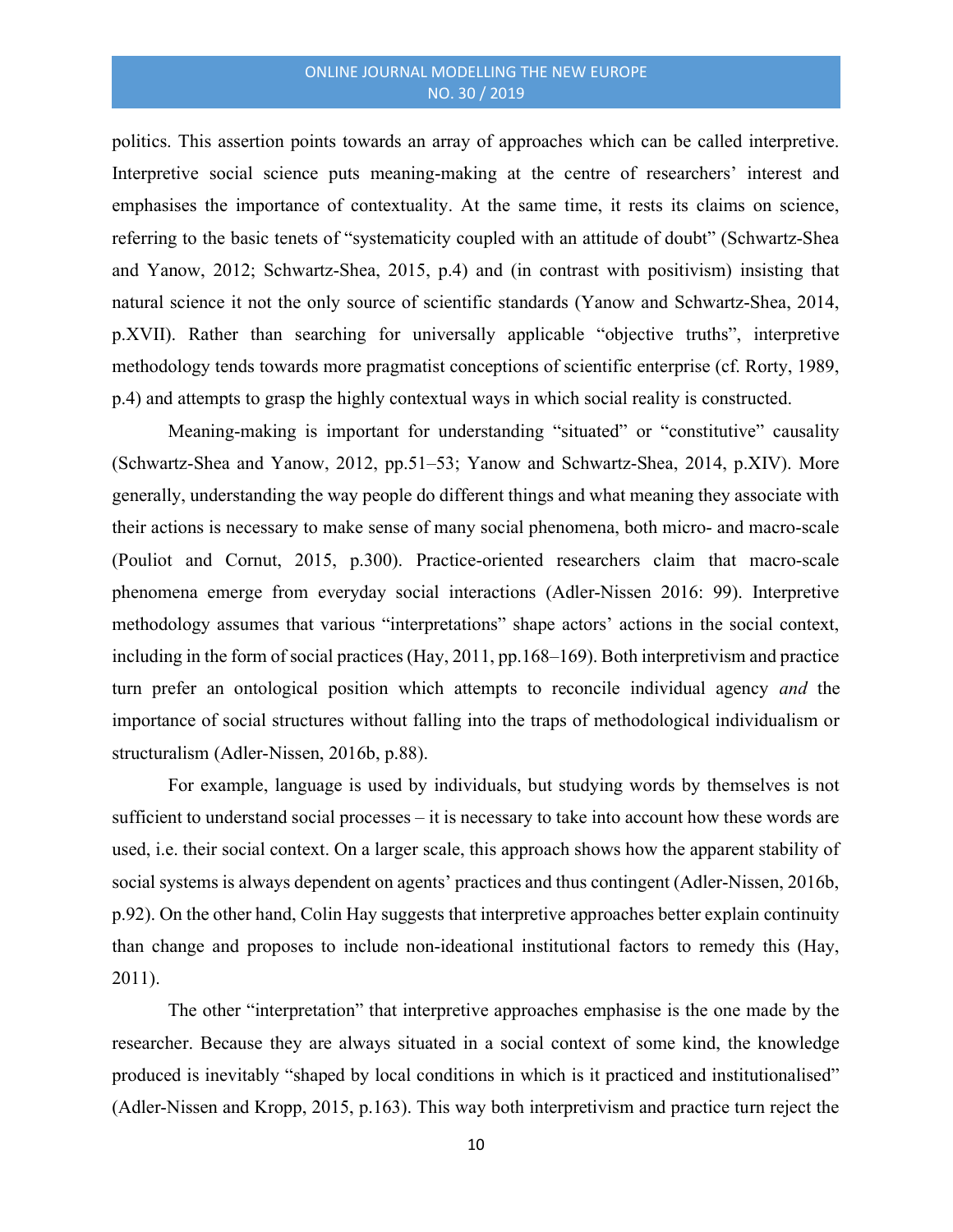politics. This assertion points towards an array of approaches which can be called interpretive. Interpretive social science puts meaning-making at the centre of researchers' interest and emphasises the importance of contextuality. At the same time, it rests its claims on science, referring to the basic tenets of "systematicity coupled with an attitude of doubt" (Schwartz-Shea and Yanow, 2012; Schwartz-Shea, 2015, p.4) and (in contrast with positivism) insisting that natural science it not the only source of scientific standards (Yanow and Schwartz-Shea, 2014, p.XVII). Rather than searching for universally applicable "objective truths", interpretive methodology tends towards more pragmatist conceptions of scientific enterprise (cf. Rorty, 1989, p.4) and attempts to grasp the highly contextual ways in which social reality is constructed.

Meaning-making is important for understanding "situated" or "constitutive" causality (Schwartz-Shea and Yanow, 2012, pp.51–53; Yanow and Schwartz-Shea, 2014, p.XIV). More generally, understanding the way people do different things and what meaning they associate with their actions is necessary to make sense of many social phenomena, both micro- and macro-scale (Pouliot and Cornut, 2015, p.300). Practice-oriented researchers claim that macro-scale phenomena emerge from everyday social interactions (Adler-Nissen 2016: 99). Interpretive methodology assumes that various "interpretations" shape actors' actions in the social context, including in the form of social practices (Hay, 2011, pp.168–169). Both interpretivism and practice turn prefer an ontological position which attempts to reconcile individual agency *and* the importance of social structures without falling into the traps of methodological individualism or structuralism (Adler-Nissen, 2016b, p.88).

For example, language is used by individuals, but studying words by themselves is not sufficient to understand social processes – it is necessary to take into account how these words are used, i.e. their social context. On a larger scale, this approach shows how the apparent stability of social systems is always dependent on agents' practices and thus contingent (Adler-Nissen, 2016b, p.92). On the other hand, Colin Hay suggests that interpretive approaches better explain continuity than change and proposes to include non-ideational institutional factors to remedy this (Hay, 2011).

The other "interpretation" that interpretive approaches emphasise is the one made by the researcher. Because they are always situated in a social context of some kind, the knowledge produced is inevitably "shaped by local conditions in which is it practiced and institutionalised" (Adler-Nissen and Kropp, 2015, p.163). This way both interpretivism and practice turn reject the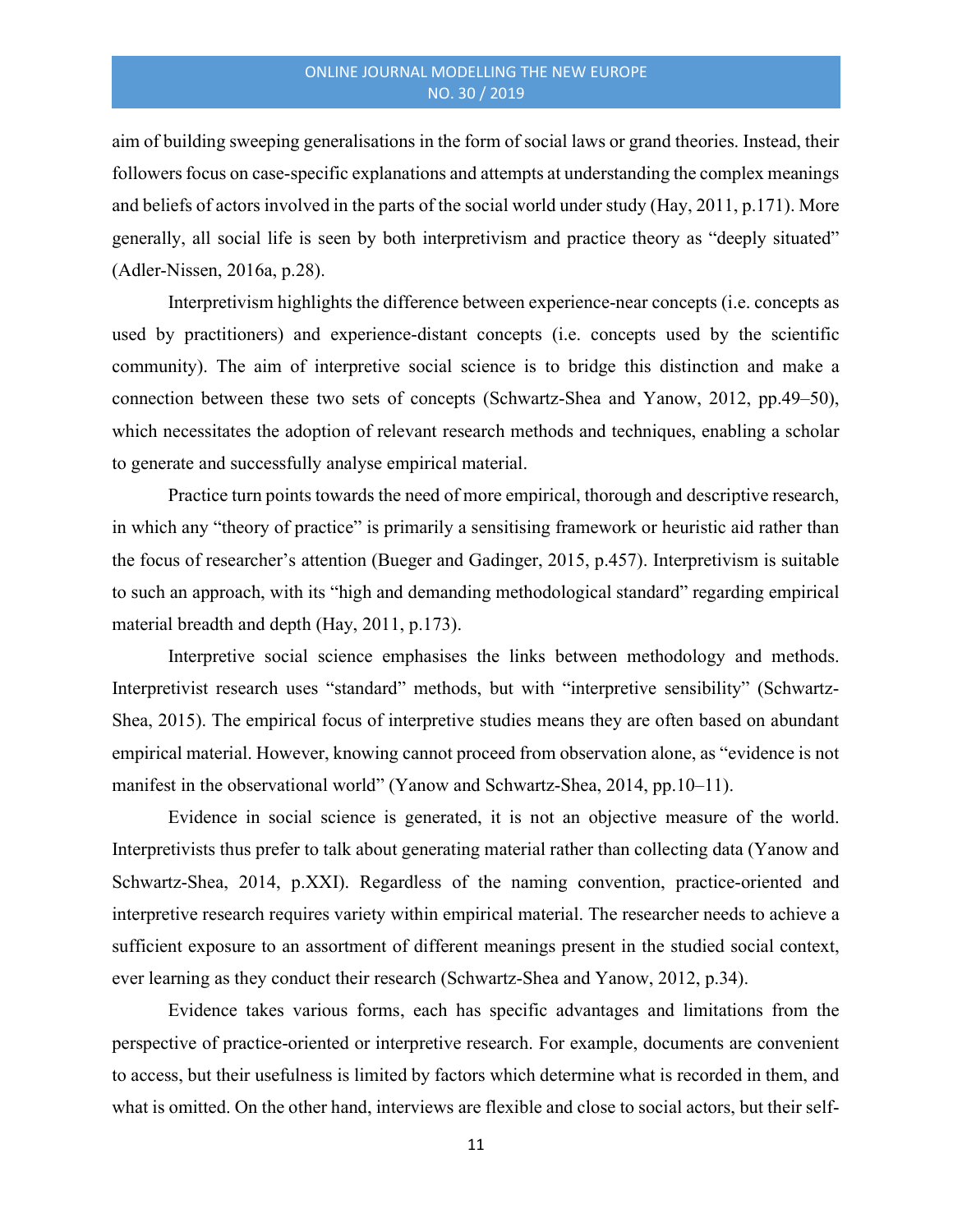aim of building sweeping generalisations in the form of social laws or grand theories. Instead, their followers focus on case-specific explanations and attempts at understanding the complex meanings and beliefs of actors involved in the parts of the social world under study (Hay, 2011, p.171). More generally, all social life is seen by both interpretivism and practice theory as "deeply situated" (Adler-Nissen, 2016a, p.28).

Interpretivism highlights the difference between experience-near concepts (i.e. concepts as used by practitioners) and experience-distant concepts (i.e. concepts used by the scientific community). The aim of interpretive social science is to bridge this distinction and make a connection between these two sets of concepts (Schwartz-Shea and Yanow, 2012, pp.49–50), which necessitates the adoption of relevant research methods and techniques, enabling a scholar to generate and successfully analyse empirical material.

Practice turn points towards the need of more empirical, thorough and descriptive research, in which any "theory of practice" is primarily a sensitising framework or heuristic aid rather than the focus of researcher's attention (Bueger and Gadinger, 2015, p.457). Interpretivism is suitable to such an approach, with its "high and demanding methodological standard" regarding empirical material breadth and depth (Hay, 2011, p.173).

Interpretive social science emphasises the links between methodology and methods. Interpretivist research uses "standard" methods, but with "interpretive sensibility" (Schwartz-Shea, 2015). The empirical focus of interpretive studies means they are often based on abundant empirical material. However, knowing cannot proceed from observation alone, as "evidence is not manifest in the observational world" (Yanow and Schwartz-Shea, 2014, pp.10–11).

Evidence in social science is generated, it is not an objective measure of the world. Interpretivists thus prefer to talk about generating material rather than collecting data (Yanow and Schwartz-Shea, 2014, p.XXI). Regardless of the naming convention, practice-oriented and interpretive research requires variety within empirical material. The researcher needs to achieve a sufficient exposure to an assortment of different meanings present in the studied social context, ever learning as they conduct their research (Schwartz-Shea and Yanow, 2012, p.34).

Evidence takes various forms, each has specific advantages and limitations from the perspective of practice-oriented or interpretive research. For example, documents are convenient to access, but their usefulness is limited by factors which determine what is recorded in them, and what is omitted. On the other hand, interviews are flexible and close to social actors, but their self-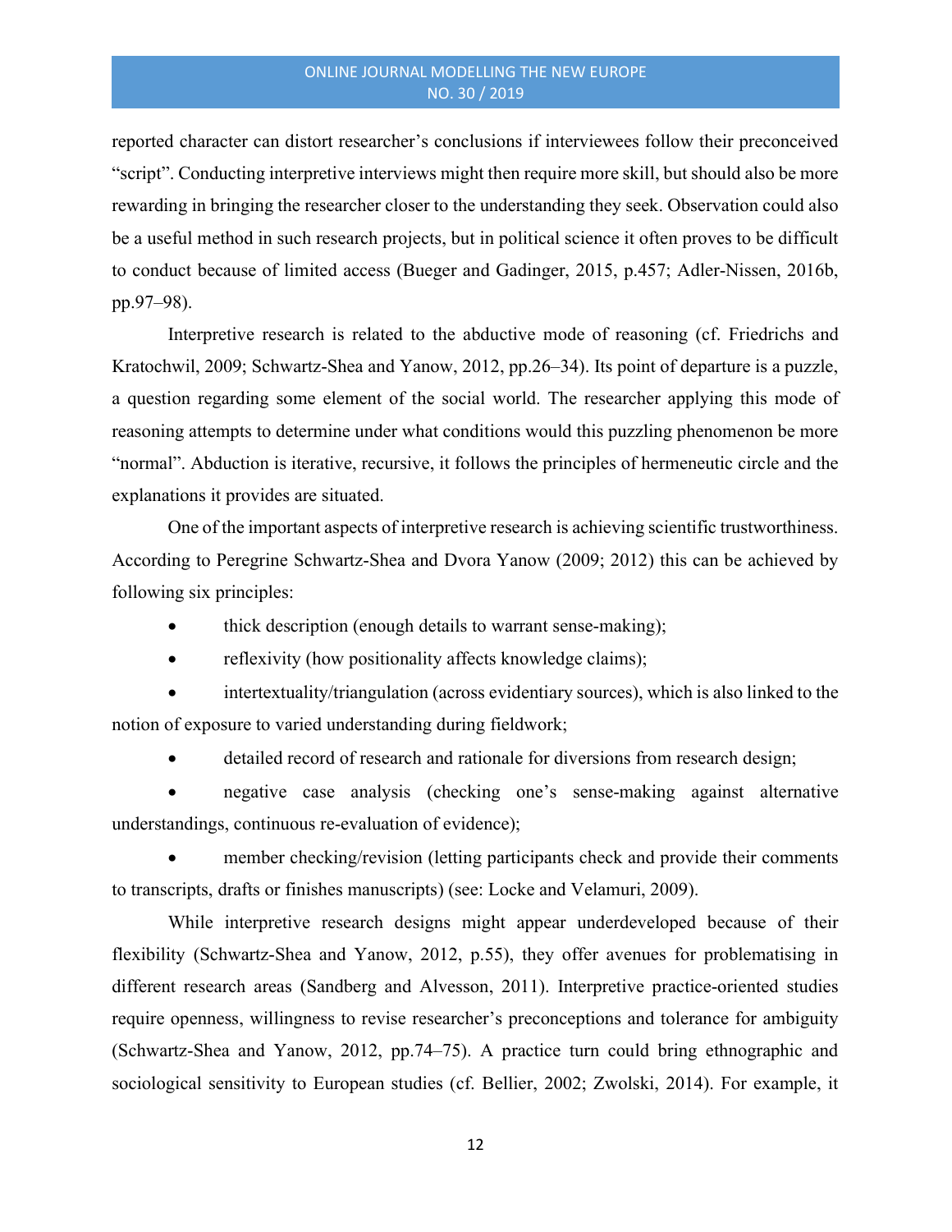reported character can distort researcher's conclusions if interviewees follow their preconceived "script". Conducting interpretive interviews might then require more skill, but should also be more rewarding in bringing the researcher closer to the understanding they seek. Observation could also be a useful method in such research projects, but in political science it often proves to be difficult to conduct because of limited access (Bueger and Gadinger, 2015, p.457; Adler-Nissen, 2016b, pp.97–98).

Interpretive research is related to the abductive mode of reasoning (cf. Friedrichs and Kratochwil, 2009; Schwartz-Shea and Yanow, 2012, pp.26–34). Its point of departure is a puzzle, a question regarding some element of the social world. The researcher applying this mode of reasoning attempts to determine under what conditions would this puzzling phenomenon be more "normal". Abduction is iterative, recursive, it follows the principles of hermeneutic circle and the explanations it provides are situated.

One of the important aspects of interpretive research is achieving scientific trustworthiness. According to Peregrine Schwartz-Shea and Dvora Yanow (2009; 2012) this can be achieved by following six principles:

- thick description (enough details to warrant sense-making);
- reflexivity (how positionality affects knowledge claims);
- intertextuality/triangulation (across evidentiary sources), which is also linked to the notion of exposure to varied understanding during fieldwork;
- detailed record of research and rationale for diversions from research design;
- negative case analysis (checking one's sense-making against alternative understandings, continuous re-evaluation of evidence);
- member checking/revision (letting participants check and provide their comments to transcripts, drafts or finishes manuscripts) (see: Locke and Velamuri, 2009).

While interpretive research designs might appear underdeveloped because of their flexibility (Schwartz-Shea and Yanow, 2012, p.55), they offer avenues for problematising in different research areas (Sandberg and Alvesson, 2011). Interpretive practice-oriented studies require openness, willingness to revise researcher's preconceptions and tolerance for ambiguity (Schwartz-Shea and Yanow, 2012, pp.74–75). A practice turn could bring ethnographic and sociological sensitivity to European studies (cf. Bellier, 2002; Zwolski, 2014). For example, it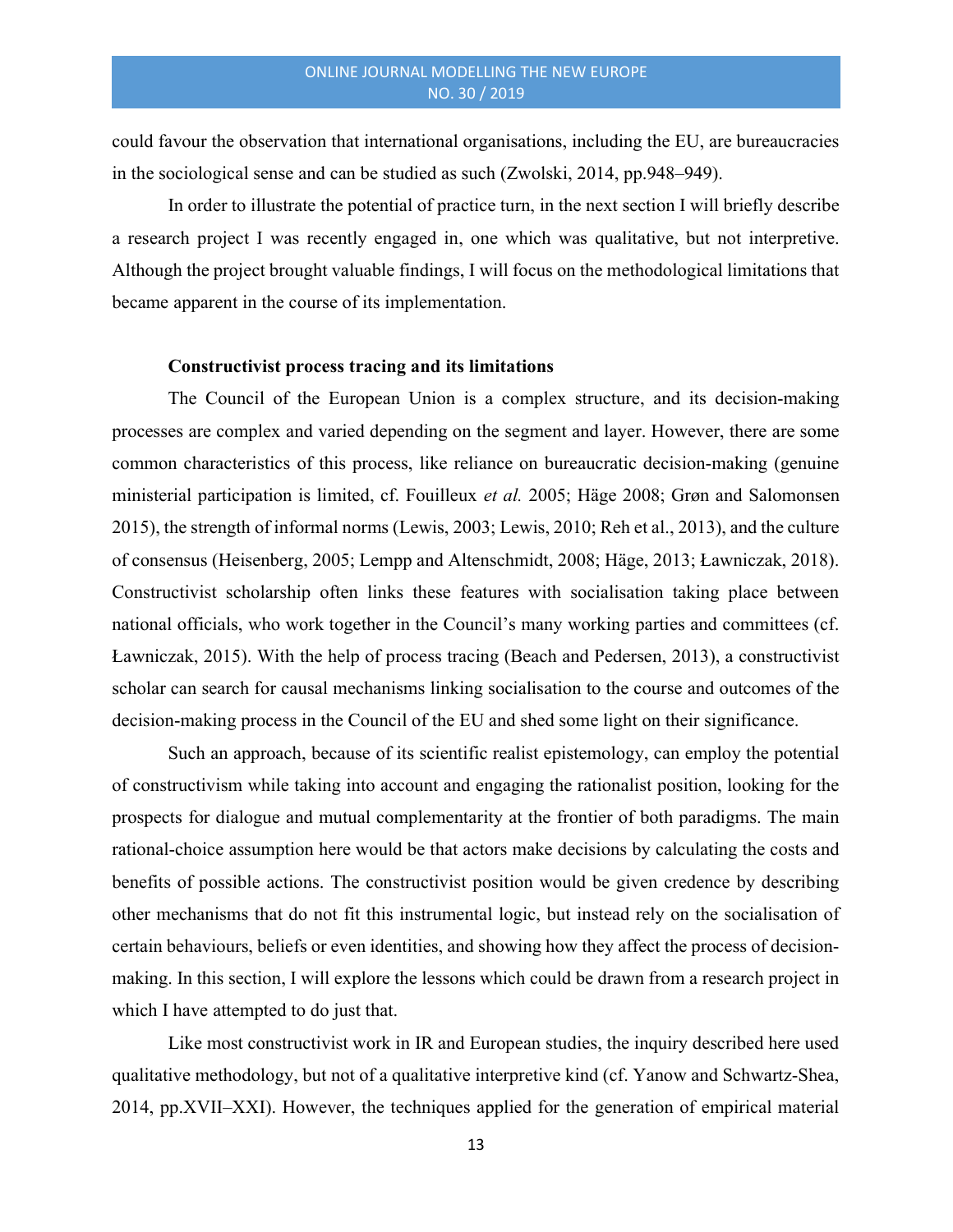could favour the observation that international organisations, including the EU, are bureaucracies in the sociological sense and can be studied as such (Zwolski, 2014, pp.948–949).

In order to illustrate the potential of practice turn, in the next section I will briefly describe a research project I was recently engaged in, one which was qualitative, but not interpretive. Although the project brought valuable findings, I will focus on the methodological limitations that became apparent in the course of its implementation.

**Constructivist process tracing and its limitations**

The Council of the European Union is a complex structure, and its decision-making processes are complex and varied depending on the segment and layer. However, there are some common characteristics of this process, like reliance on bureaucratic decision-making (genuine ministerial participation is limited, cf. Fouilleux *et al.* 2005; Häge 2008; Grøn and Salomonsen 2015), the strength of informal norms (Lewis, 2003; Lewis, 2010; Reh et al., 2013), and the culture of consensus (Heisenberg, 2005; Lempp and Altenschmidt, 2008; Häge, 2013; Ławniczak, 2018). Constructivist scholarship often links these features with socialisation taking place between national officials, who work together in the Council's many working parties and committees (cf. Ławniczak, 2015). With the help of process tracing (Beach and Pedersen, 2013), a constructivist scholar can search for causal mechanisms linking socialisation to the course and outcomes of the decision-making process in the Council of the EU and shed some light on their significance.

Such an approach, because of its scientific realist epistemology, can employ the potential of constructivism while taking into account and engaging the rationalist position, looking for the prospects for dialogue and mutual complementarity at the frontier of both paradigms. The main rational-choice assumption here would be that actors make decisions by calculating the costs and benefits of possible actions. The constructivist position would be given credence by describing other mechanisms that do not fit this instrumental logic, but instead rely on the socialisation of certain behaviours, beliefs or even identities, and showing how they affect the process of decision-making. In this section, I will explore the lessons which could be drawn from a research project in which I have attempted to do just that.

Like most constructivist work in IR and European studies, the inquiry described here used qualitative methodology, but not of a qualitative interpretive kind (cf. Yanow and Schwartz-Shea, 2014, pp.XVII–XXI). However, the techniques applied for the generation of empirical material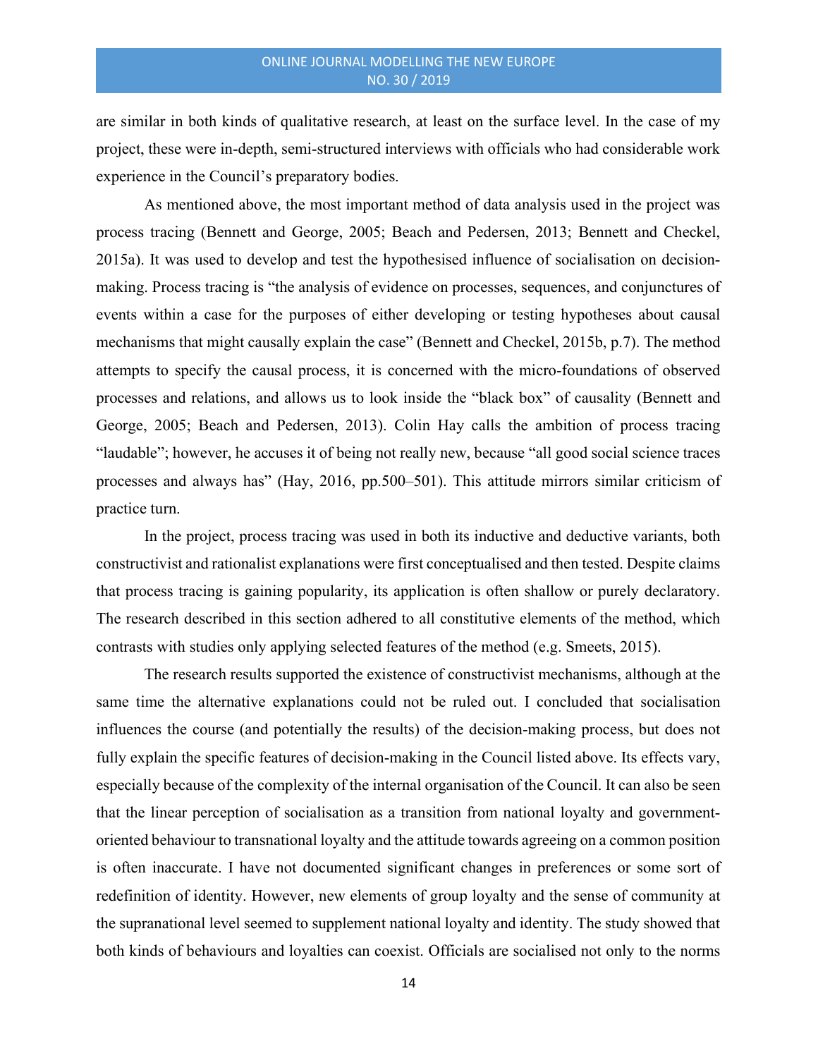are similar in both kinds of qualitative research, at least on the surface level. In the case of my project, these were in-depth, semi-structured interviews with officials who had considerable work experience in the Council's preparatory bodies.

As mentioned above, the most important method of data analysis used in the project was process tracing (Bennett and George, 2005; Beach and Pedersen, 2013; Bennett and Checkel, 2015a). It was used to develop and test the hypothesised influence of socialisation on decision-making. Process tracing is "the analysis of evidence on processes, sequences, and conjunctures of events within a case for the purposes of either developing or testing hypotheses about causal mechanisms that might causally explain the case" (Bennett and Checkel, 2015b, p.7). The method attempts to specify the causal process, it is concerned with the micro-foundations of observed processes and relations, and allows us to look inside the "black box" of causality (Bennett and George, 2005; Beach and Pedersen, 2013). Colin Hay calls the ambition of process tracing "laudable"; however, he accuses it of being not really new, because "all good social science traces processes and always has" (Hay, 2016, pp.500–501). This attitude mirrors similar criticism of practice turn.

In the project, process tracing was used in both its inductive and deductive variants, both constructivist and rationalist explanations were first conceptualised and then tested. Despite claims that process tracing is gaining popularity, its application is often shallow or purely declaratory. The research described in this section adhered to all constitutive elements of the method, which contrasts with studies only applying selected features of the method (e.g. Smeets, 2015).

The research results supported the existence of constructivist mechanisms, although at the same time the alternative explanations could not be ruled out. I concluded that socialisation influences the course (and potentially the results) of the decision-making process, but does not fully explain the specific features of decision-making in the Council listed above. Its effects vary, especially because of the complexity of the internal organisation of the Council. It can also be seen that the linear perception of socialisation as a transition from national loyalty and government-oriented behaviour to transnational loyalty and the attitude towards agreeing on a common position is often inaccurate. I have not documented significant changes in preferences or some sort of redefinition of identity. However, new elements of group loyalty and the sense of community at the supranational level seemed to supplement national loyalty and identity. The study showed that both kinds of behaviours and loyalties can coexist. Officials are socialised not only to the norms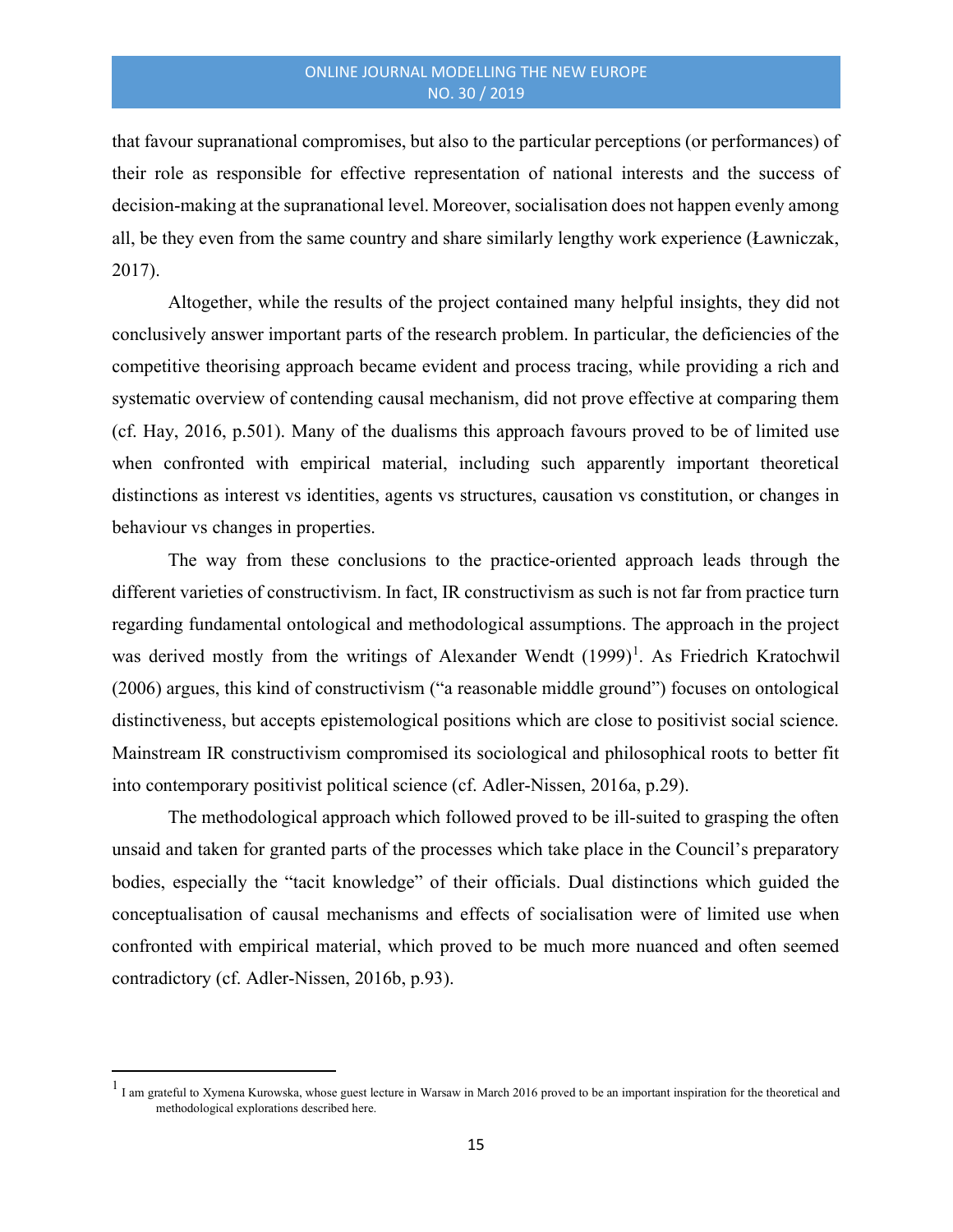that favour supranational compromises, but also to the particular perceptions (or performances) of their role as responsible for effective representation of national interests and the success of decision-making at the supranational level. Moreover, socialisation does not happen evenly among all, be they even from the same country and share similarly lengthy work experience (Ławniczak, 2017).

Altogether, while the results of the project contained many helpful insights, they did not conclusively answer important parts of the research problem. In particular, the deficiencies of the competitive theorising approach became evident and process tracing, while providing a rich and systematic overview of contending causal mechanism, did not prove effective at comparing them (cf. Hay, 2016, p.501). Many of the dualisms this approach favours proved to be of limited use when confronted with empirical material, including such apparently important theoretical distinctions as interest vs identities, agents vs structures, causation vs constitution, or changes in behaviour vs changes in properties.

The way from these conclusions to the practice-oriented approach leads through the different varieties of constructivism. In fact, IR constructivism as such is not far from practice turn regarding fundamental ontological and methodological assumptions. The approach in the project was derived mostly from the writings of Alexander Wendt (1999)[1]. As Friedrich Kratochwil (2006) argues, this kind of constructivism ("a reasonable middle ground") focuses on ontological distinctiveness, but accepts epistemological positions which are close to positivist social science. Mainstream IR constructivism compromised its sociological and philosophical roots to better fit into contemporary positivist political science (cf. Adler-Nissen, 2016a, p.29).

The methodological approach which followed proved to be ill-suited to grasping the often unsaid and taken for granted parts of the processes which take place in the Council's preparatory bodies, especially the "tacit knowledge" of their officials. Dual distinctions which guided the conceptualisation of causal mechanisms and effects of socialisation were of limited use when confronted with empirical material, which proved to be much more nuanced and often seemed contradictory (cf. Adler-Nissen, 2016b, p.93).

---

[1] I am grateful to Xymena Kurowska, whose guest lecture in Warsaw in March 2016 proved to be an important inspiration for the theoretical and methodological explorations described here.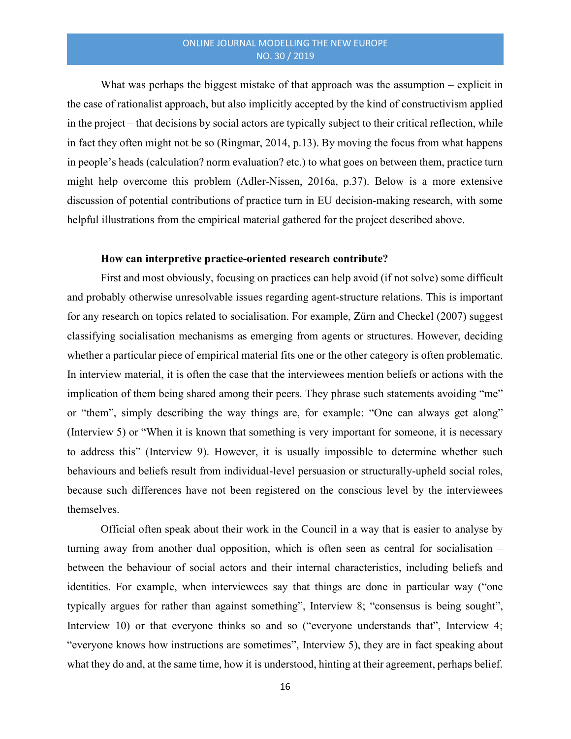What was perhaps the biggest mistake of that approach was the assumption – explicit in the case of rationalist approach, but also implicitly accepted by the kind of constructivism applied in the project – that decisions by social actors are typically subject to their critical reflection, while in fact they often might not be so (Ringmar, 2014, p.13). By moving the focus from what happens in people's heads (calculation? norm evaluation? etc.) to what goes on between them, practice turn might help overcome this problem (Adler-Nissen, 2016a, p.37). Below is a more extensive discussion of potential contributions of practice turn in EU decision-making research, with some helpful illustrations from the empirical material gathered for the project described above.

**How can interpretive practice-oriented research contribute?**

First and most obviously, focusing on practices can help avoid (if not solve) some difficult and probably otherwise unresolvable issues regarding agent-structure relations. This is important for any research on topics related to socialisation. For example, Zürn and Checkel (2007) suggest classifying socialisation mechanisms as emerging from agents or structures. However, deciding whether a particular piece of empirical material fits one or the other category is often problematic. In interview material, it is often the case that the interviewees mention beliefs or actions with the implication of them being shared among their peers. They phrase such statements avoiding "me" or "them", simply describing the way things are, for example: "One can always get along" (Interview 5) or "When it is known that something is very important for someone, it is necessary to address this" (Interview 9). However, it is usually impossible to determine whether such behaviours and beliefs result from individual-level persuasion or structurally-upheld social roles, because such differences have not been registered on the conscious level by the interviewees themselves.

Official often speak about their work in the Council in a way that is easier to analyse by turning away from another dual opposition, which is often seen as central for socialisation – between the behaviour of social actors and their internal characteristics, including beliefs and identities. For example, when interviewees say that things are done in particular way ("one typically argues for rather than against something", Interview 8; "consensus is being sought", Interview 10) or that everyone thinks so and so ("everyone understands that", Interview 4; "everyone knows how instructions are sometimes", Interview 5), they are in fact speaking about what they do and, at the same time, how it is understood, hinting at their agreement, perhaps belief.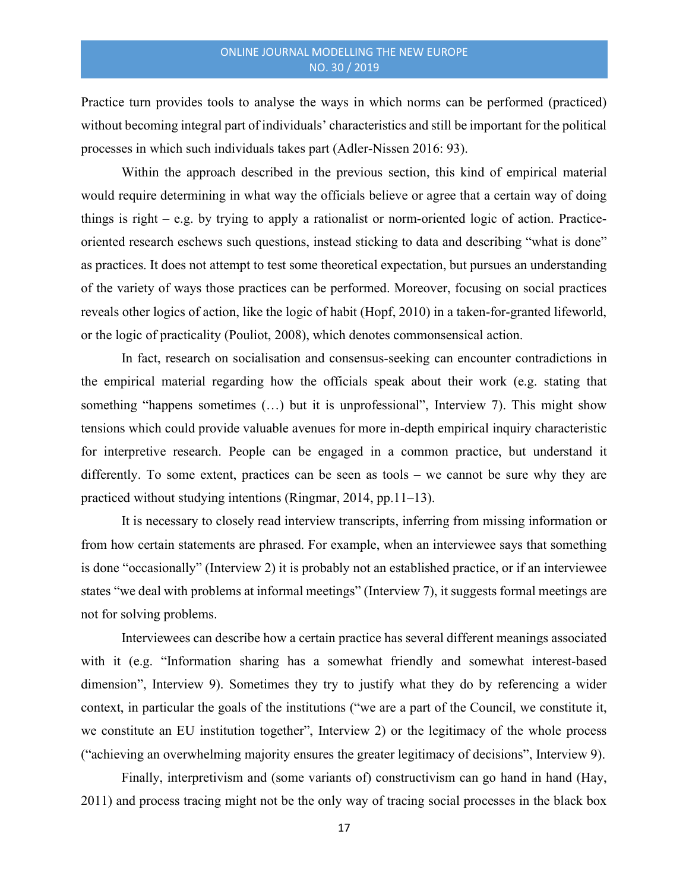Practice turn provides tools to analyse the ways in which norms can be performed (practiced) without becoming integral part of individuals' characteristics and still be important for the political processes in which such individuals takes part (Adler-Nissen 2016: 93).

Within the approach described in the previous section, this kind of empirical material would require determining in what way the officials believe or agree that a certain way of doing things is right – e.g. by trying to apply a rationalist or norm-oriented logic of action. Practice-oriented research eschews such questions, instead sticking to data and describing "what is done" as practices. It does not attempt to test some theoretical expectation, but pursues an understanding of the variety of ways those practices can be performed. Moreover, focusing on social practices reveals other logics of action, like the logic of habit (Hopf, 2010) in a taken-for-granted lifeworld, or the logic of practicality (Pouliot, 2008), which denotes commonsensical action.

In fact, research on socialisation and consensus-seeking can encounter contradictions in the empirical material regarding how the officials speak about their work (e.g. stating that something "happens sometimes (…) but it is unprofessional", Interview 7). This might show tensions which could provide valuable avenues for more in-depth empirical inquiry characteristic for interpretive research. People can be engaged in a common practice, but understand it differently. To some extent, practices can be seen as tools – we cannot be sure why they are practiced without studying intentions (Ringmar, 2014, pp.11–13).

It is necessary to closely read interview transcripts, inferring from missing information or from how certain statements are phrased. For example, when an interviewee says that something is done "occasionally" (Interview 2) it is probably not an established practice, or if an interviewee states "we deal with problems at informal meetings" (Interview 7), it suggests formal meetings are not for solving problems.

Interviewees can describe how a certain practice has several different meanings associated with it (e.g. "Information sharing has a somewhat friendly and somewhat interest-based dimension", Interview 9). Sometimes they try to justify what they do by referencing a wider context, in particular the goals of the institutions ("we are a part of the Council, we constitute it, we constitute an EU institution together", Interview 2) or the legitimacy of the whole process ("achieving an overwhelming majority ensures the greater legitimacy of decisions", Interview 9).

Finally, interpretivism and (some variants of) constructivism can go hand in hand (Hay, 2011) and process tracing might not be the only way of tracing social processes in the black box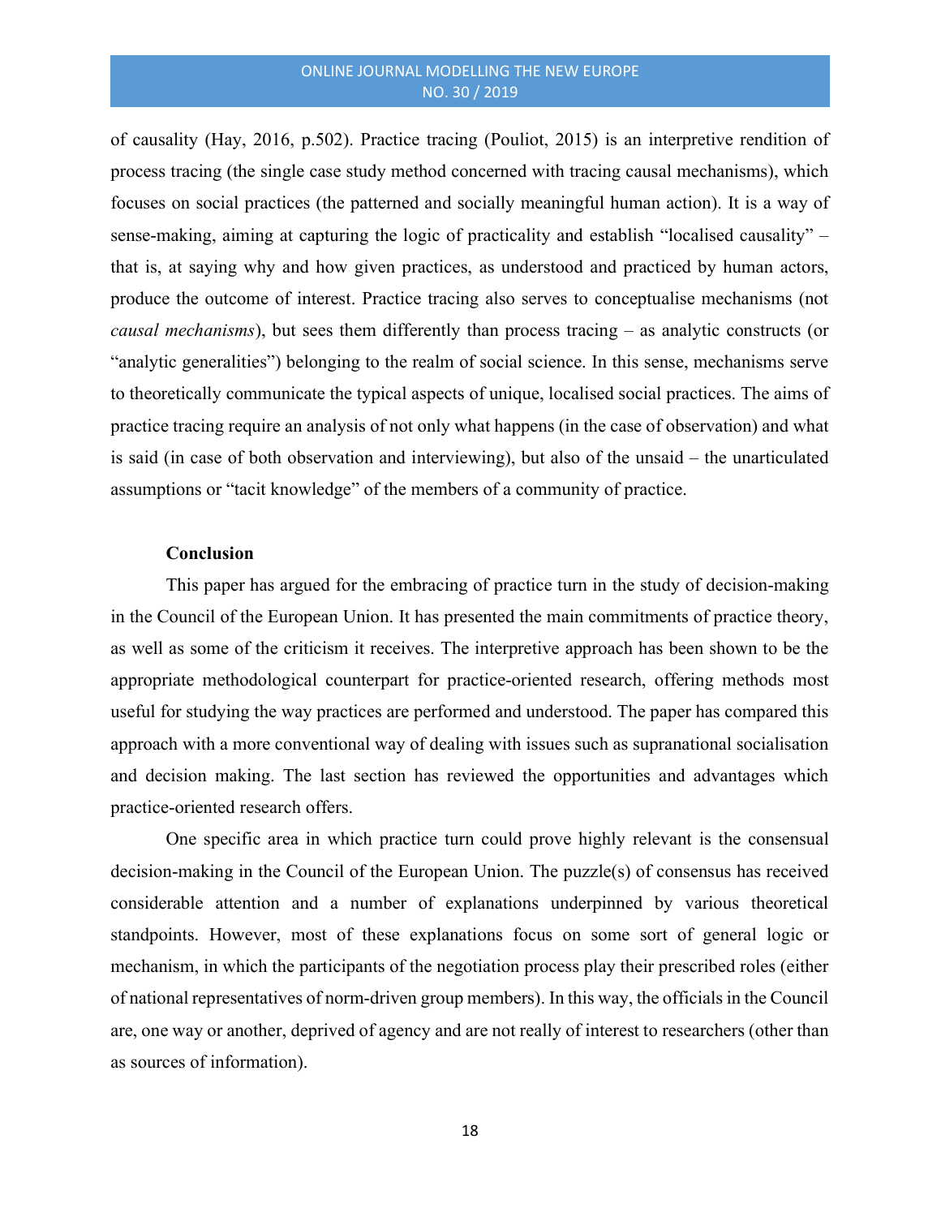of causality (Hay, 2016, p.502). Practice tracing (Pouliot, 2015) is an interpretive rendition of process tracing (the single case study method concerned with tracing causal mechanisms), which focuses on social practices (the patterned and socially meaningful human action). It is a way of sense-making, aiming at capturing the logic of practicality and establish "localised causality" – that is, at saying why and how given practices, as understood and practiced by human actors, produce the outcome of interest. Practice tracing also serves to conceptualise mechanisms (not *causal mechanisms*), but sees them differently than process tracing – as analytic constructs (or "analytic generalities") belonging to the realm of social science. In this sense, mechanisms serve to theoretically communicate the typical aspects of unique, localised social practices. The aims of practice tracing require an analysis of not only what happens (in the case of observation) and what is said (in case of both observation and interviewing), but also of the unsaid – the unarticulated assumptions or "tacit knowledge" of the members of a community of practice.

## Conclusion

This paper has argued for the embracing of practice turn in the study of decision-making in the Council of the European Union. It has presented the main commitments of practice theory, as well as some of the criticism it receives. The interpretive approach has been shown to be the appropriate methodological counterpart for practice-oriented research, offering methods most useful for studying the way practices are performed and understood. The paper has compared this approach with a more conventional way of dealing with issues such as supranational socialisation and decision making. The last section has reviewed the opportunities and advantages which practice-oriented research offers.

One specific area in which practice turn could prove highly relevant is the consensual decision-making in the Council of the European Union. The puzzle(s) of consensus has received considerable attention and a number of explanations underpinned by various theoretical standpoints. However, most of these explanations focus on some sort of general logic or mechanism, in which the participants of the negotiation process play their prescribed roles (either of national representatives of norm-driven group members). In this way, the officials in the Council are, one way or another, deprived of agency and are not really of interest to researchers (other than as sources of information).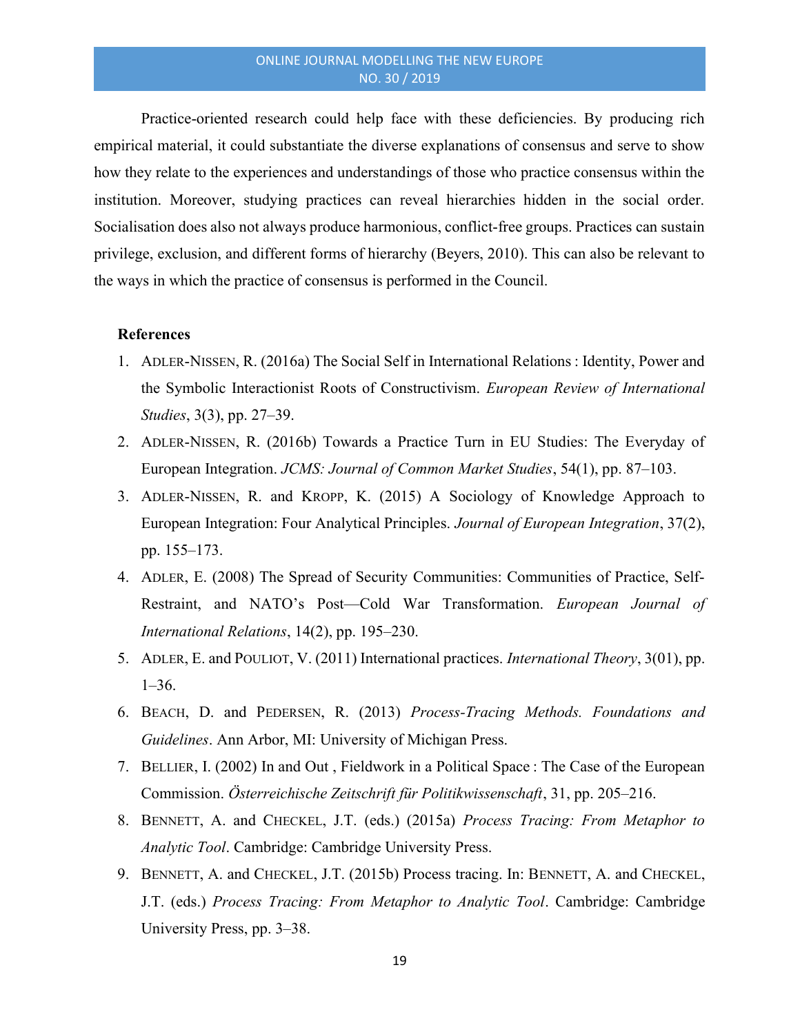Practice-oriented research could help face with these deficiencies. By producing rich empirical material, it could substantiate the diverse explanations of consensus and serve to show how they relate to the experiences and understandings of those who practice consensus within the institution. Moreover, studying practices can reveal hierarchies hidden in the social order. Socialisation does also not always produce harmonious, conflict-free groups. Practices can sustain privilege, exclusion, and different forms of hierarchy (Beyers, 2010). This can also be relevant to the ways in which the practice of consensus is performed in the Council.

**References**

1. ADLER-NISSEN, R. (2016a) The Social Self in International Relations : Identity, Power and the Symbolic Interactionist Roots of Constructivism. *European Review of International Studies*, 3(3), pp. 27–39.
2. ADLER-NISSEN, R. (2016b) Towards a Practice Turn in EU Studies: The Everyday of European Integration. *JCMS: Journal of Common Market Studies*, 54(1), pp. 87–103.
3. ADLER-NISSEN, R. and KROPP, K. (2015) A Sociology of Knowledge Approach to European Integration: Four Analytical Principles. *Journal of European Integration*, 37(2), pp. 155–173.
4. ADLER, E. (2008) The Spread of Security Communities: Communities of Practice, Self-Restraint, and NATO's Post—Cold War Transformation. *European Journal of International Relations*, 14(2), pp. 195–230.
5. ADLER, E. and POULIOT, V. (2011) International practices. *International Theory*, 3(01), pp. 1–36.
6. BEACH, D. and PEDERSEN, R. (2013) *Process-Tracing Methods. Foundations and Guidelines*. Ann Arbor, MI: University of Michigan Press.
7. BELLIER, I. (2002) In and Out , Fieldwork in a Political Space : The Case of the European Commission. *Österreichische Zeitschrift für Politikwissenschaft*, 31, pp. 205–216.
8. BENNETT, A. and CHECKEL, J.T. (eds.) (2015a) *Process Tracing: From Metaphor to Analytic Tool*. Cambridge: Cambridge University Press.
9. BENNETT, A. and CHECKEL, J.T. (2015b) Process tracing. In: BENNETT, A. and CHECKEL, J.T. (eds.) *Process Tracing: From Metaphor to Analytic Tool*. Cambridge: Cambridge University Press, pp. 3–38.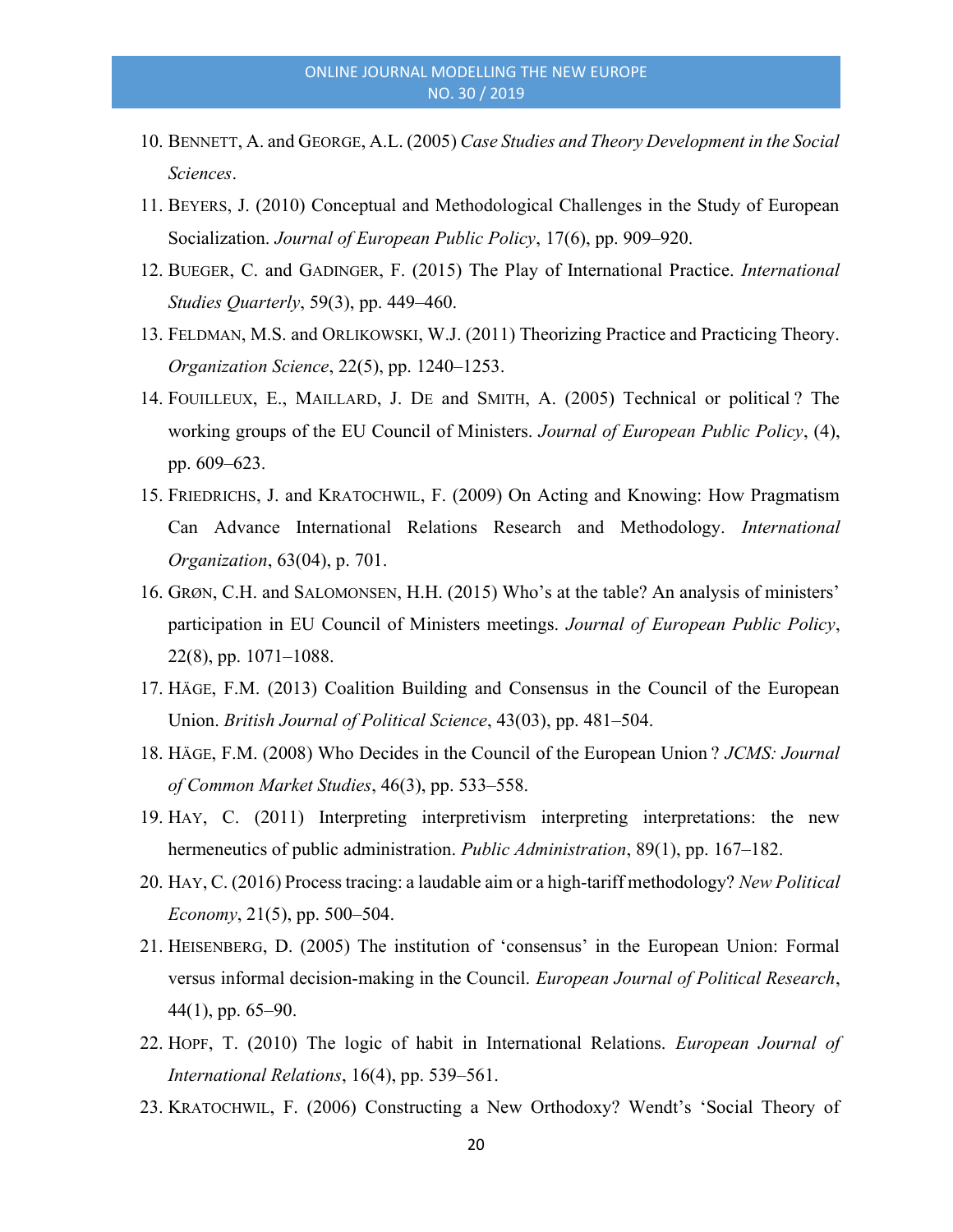10. BENNETT, A. and GEORGE, A.L. (2005) *Case Studies and Theory Development in the Social Sciences*.
11. BEYERS, J. (2010) Conceptual and Methodological Challenges in the Study of European Socialization. *Journal of European Public Policy*, 17(6), pp. 909–920.
12. BUEGER, C. and GADINGER, F. (2015) The Play of International Practice. *International Studies Quarterly*, 59(3), pp. 449–460.
13. FELDMAN, M.S. and ORLIKOWSKI, W.J. (2011) Theorizing Practice and Practicing Theory. *Organization Science*, 22(5), pp. 1240–1253.
14. FOUILLEUX, E., MAILLARD, J. DE and SMITH, A. (2005) Technical or political ? The working groups of the EU Council of Ministers. *Journal of European Public Policy*, (4), pp. 609–623.
15. FRIEDRICHS, J. and KRATOCHWIL, F. (2009) On Acting and Knowing: How Pragmatism Can Advance International Relations Research and Methodology. *International Organization*, 63(04), p. 701.
16. GRØN, C.H. and SALOMONSEN, H.H. (2015) Who's at the table? An analysis of ministers' participation in EU Council of Ministers meetings. *Journal of European Public Policy*, 22(8), pp. 1071–1088.
17. HÄGE, F.M. (2013) Coalition Building and Consensus in the Council of the European Union. *British Journal of Political Science*, 43(03), pp. 481–504.
18. HÄGE, F.M. (2008) Who Decides in the Council of the European Union ? *JCMS: Journal of Common Market Studies*, 46(3), pp. 533–558.
19. HAY, C. (2011) Interpreting interpretivism interpreting interpretations: the new hermeneutics of public administration. *Public Administration*, 89(1), pp. 167–182.
20. HAY, C. (2016) Process tracing: a laudable aim or a high-tariff methodology? *New Political Economy*, 21(5), pp. 500–504.
21. HEISENBERG, D. (2005) The institution of 'consensus' in the European Union: Formal versus informal decision-making in the Council. *European Journal of Political Research*, 44(1), pp. 65–90.
22. HOPF, T. (2010) The logic of habit in International Relations. *European Journal of International Relations*, 16(4), pp. 539–561.
23. KRATOCHWIL, F. (2006) Constructing a New Orthodoxy? Wendt's 'Social Theory of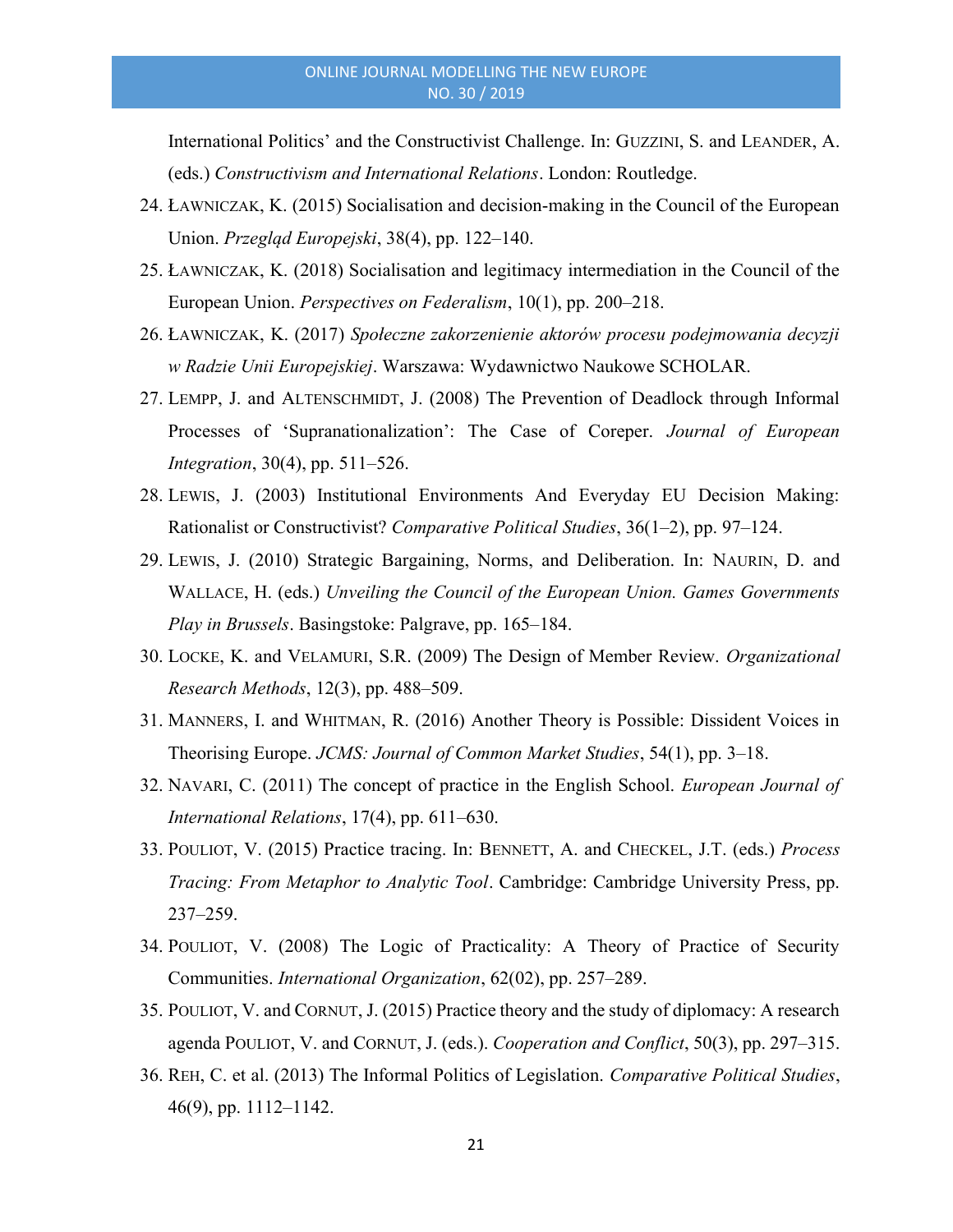International Politics' and the Constructivist Challenge. In: Guzzini, S. and Leander, A. (eds.) *Constructivism and International Relations*. London: Routledge.

24. Ławniczak, K. (2015) Socialisation and decision-making in the Council of the European Union. *Przegląd Europejski*, 38(4), pp. 122–140.
25. Ławniczak, K. (2018) Socialisation and legitimacy intermediation in the Council of the European Union. *Perspectives on Federalism*, 10(1), pp. 200–218.
26. Ławniczak, K. (2017) *Społeczne zakorzenienie aktorów procesu podejmowania decyzji w Radzie Unii Europejskiej*. Warszawa: Wydawnictwo Naukowe SCHOLAR.
27. Lempp, J. and Altenschmidt, J. (2008) The Prevention of Deadlock through Informal Processes of 'Supranationalization': The Case of Coreper. *Journal of European Integration*, 30(4), pp. 511–526.
28. Lewis, J. (2003) Institutional Environments And Everyday EU Decision Making: Rationalist or Constructivist? *Comparative Political Studies*, 36(1–2), pp. 97–124.
29. Lewis, J. (2010) Strategic Bargaining, Norms, and Deliberation. In: Naurin, D. and Wallace, H. (eds.) *Unveiling the Council of the European Union. Games Governments Play in Brussels*. Basingstoke: Palgrave, pp. 165–184.
30. Locke, K. and Velamuri, S.R. (2009) The Design of Member Review. *Organizational Research Methods*, 12(3), pp. 488–509.
31. Manners, I. and Whitman, R. (2016) Another Theory is Possible: Dissident Voices in Theorising Europe. *JCMS: Journal of Common Market Studies*, 54(1), pp. 3–18.
32. Navari, C. (2011) The concept of practice in the English School. *European Journal of International Relations*, 17(4), pp. 611–630.
33. Pouliot, V. (2015) Practice tracing. In: Bennett, A. and Checkel, J.T. (eds.) *Process Tracing: From Metaphor to Analytic Tool*. Cambridge: Cambridge University Press, pp. 237–259.
34. Pouliot, V. (2008) The Logic of Practicality: A Theory of Practice of Security Communities. *International Organization*, 62(02), pp. 257–289.
35. Pouliot, V. and Cornut, J. (2015) Practice theory and the study of diplomacy: A research agenda Pouliot, V. and Cornut, J. (eds.). *Cooperation and Conflict*, 50(3), pp. 297–315.
36. Reh, C. et al. (2013) The Informal Politics of Legislation. *Comparative Political Studies*, 46(9), pp. 1112–1142.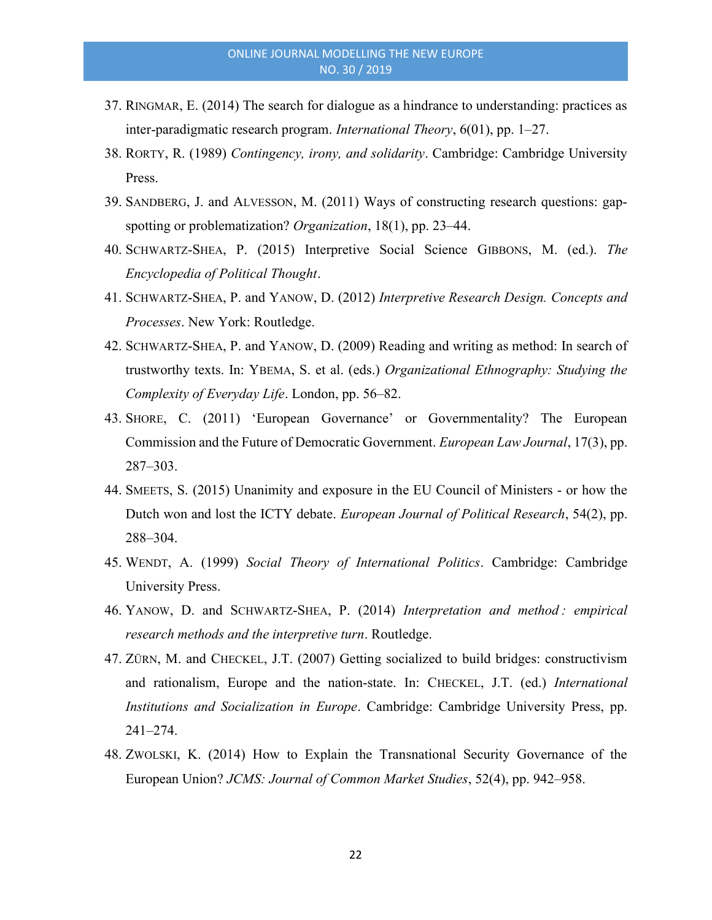37. RINGMAR, E. (2014) The search for dialogue as a hindrance to understanding: practices as inter-paradigmatic research program. *International Theory*, 6(01), pp. 1–27.
38. RORTY, R. (1989) *Contingency, irony, and solidarity*. Cambridge: Cambridge University Press.
39. SANDBERG, J. and ALVESSON, M. (2011) Ways of constructing research questions: gap-spotting or problematization? *Organization*, 18(1), pp. 23–44.
40. SCHWARTZ-SHEA, P. (2015) Interpretive Social Science GIBBONS, M. (ed.). *The Encyclopedia of Political Thought*.
41. SCHWARTZ-SHEA, P. and YANOW, D. (2012) *Interpretive Research Design. Concepts and Processes*. New York: Routledge.
42. SCHWARTZ-SHEA, P. and YANOW, D. (2009) Reading and writing as method: In search of trustworthy texts. In: YBEMA, S. et al. (eds.) *Organizational Ethnography: Studying the Complexity of Everyday Life*. London, pp. 56–82.
43. SHORE, C. (2011) 'European Governance' or Governmentality? The European Commission and the Future of Democratic Government. *European Law Journal*, 17(3), pp. 287–303.
44. SMEETS, S. (2015) Unanimity and exposure in the EU Council of Ministers - or how the Dutch won and lost the ICTY debate. *European Journal of Political Research*, 54(2), pp. 288–304.
45. WENDT, A. (1999) *Social Theory of International Politics*. Cambridge: Cambridge University Press.
46. YANOW, D. and SCHWARTZ-SHEA, P. (2014) *Interpretation and method : empirical research methods and the interpretive turn*. Routledge.
47. ZÜRN, M. and CHECKEL, J.T. (2007) Getting socialized to build bridges: constructivism and rationalism, Europe and the nation-state. In: CHECKEL, J.T. (ed.) *International Institutions and Socialization in Europe*. Cambridge: Cambridge University Press, pp. 241–274.
48. ZWOLSKI, K. (2014) How to Explain the Transnational Security Governance of the European Union? *JCMS: Journal of Common Market Studies*, 52(4), pp. 942–958.